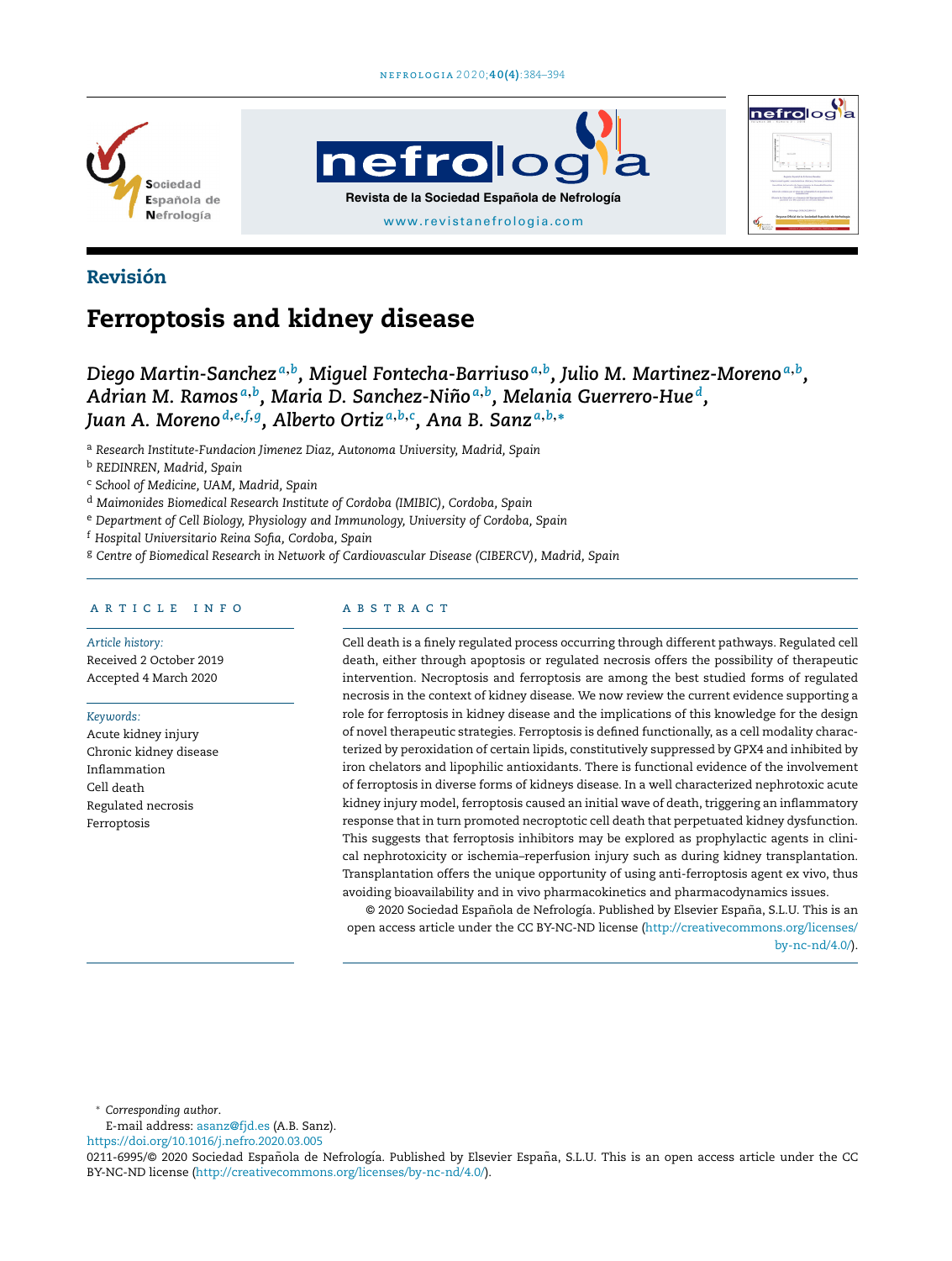Revisión

# Ferroptosis and kidney disease

*Diego Martin-Sanchez*[a,b], *Miguel Fontecha-Barriuso*[a,b], *Julio M. Martinez-Moreno*[a,b], *Adrian M. Ramos*[a,b], *Maria D. Sanchez-Niño*[a,b], *Melania Guerrero-Hue*[d], *Juan A. Moreno*[d,e,f,g], *Alberto Ortiz*[a,b,c], *Ana B. Sanz*[a,b,*]

[a] *Research Institute-Fundacion Jimenez Diaz, Autonoma University, Madrid, Spain*
[b] *REDINREN, Madrid, Spain*
[c] *School of Medicine, UAM, Madrid, Spain*
[d] *Maimonides Biomedical Research Institute of Cordoba (IMIBIC), Cordoba, Spain*
[e] *Department of Cell Biology, Physiology and Immunology, University of Cordoba, Spain*
[f] *Hospital Universitario Reina Sofia, Cordoba, Spain*
[g] *Centre of Biomedical Research in Network of Cardiovascular Disease (CIBERCV), Madrid, Spain*

## ARTICLE INFO

*Article history:*
Received 2 October 2019
Accepted 4 March 2020

*Keywords:*
Acute kidney injury
Chronic kidney disease
Inflammation
Cell death
Regulated necrosis
Ferroptosis

## ABSTRACT

Cell death is a finely regulated process occurring through different pathways. Regulated cell death, either through apoptosis or regulated necrosis offers the possibility of therapeutic intervention. Necroptosis and ferroptosis are among the best studied forms of regulated necrosis in the context of kidney disease. We now review the current evidence supporting a role for ferroptosis in kidney disease and the implications of this knowledge for the design of novel therapeutic strategies. Ferroptosis is defined functionally, as a cell modality characterized by peroxidation of certain lipids, constitutively suppressed by GPX4 and inhibited by iron chelators and lipophilic antioxidants. There is functional evidence of the involvement of ferroptosis in diverse forms of kidneys disease. In a well characterized nephrotoxic acute kidney injury model, ferroptosis caused an initial wave of death, triggering an inflammatory response that in turn promoted necroptotic cell death that perpetuated kidney dysfunction. This suggests that ferroptosis inhibitors may be explored as prophylactic agents in clinical nephrotoxicity or ischemia–reperfusion injury such as during kidney transplantation. Transplantation offers the unique opportunity of using anti-ferroptosis agent ex vivo, thus avoiding bioavailability and in vivo pharmacokinetics and pharmacodynamics issues.

© 2020 Sociedad Española de Nefrología. Published by Elsevier España, S.L.U. This is an open access article under the CC BY-NC-ND license (http://creativecommons.org/licenses/by-nc-nd/4.0/).

\* *Corresponding author.*
E-mail address: asanz@fjd.es (A.B. Sanz).
https://doi.org/10.1016/j.nefro.2020.03.005
0211-6995/© 2020 Sociedad Española de Nefrología. Published by Elsevier España, S.L.U. This is an open access article under the CC BY-NC-ND license (http://creativecommons.org/licenses/by-nc-nd/4.0/).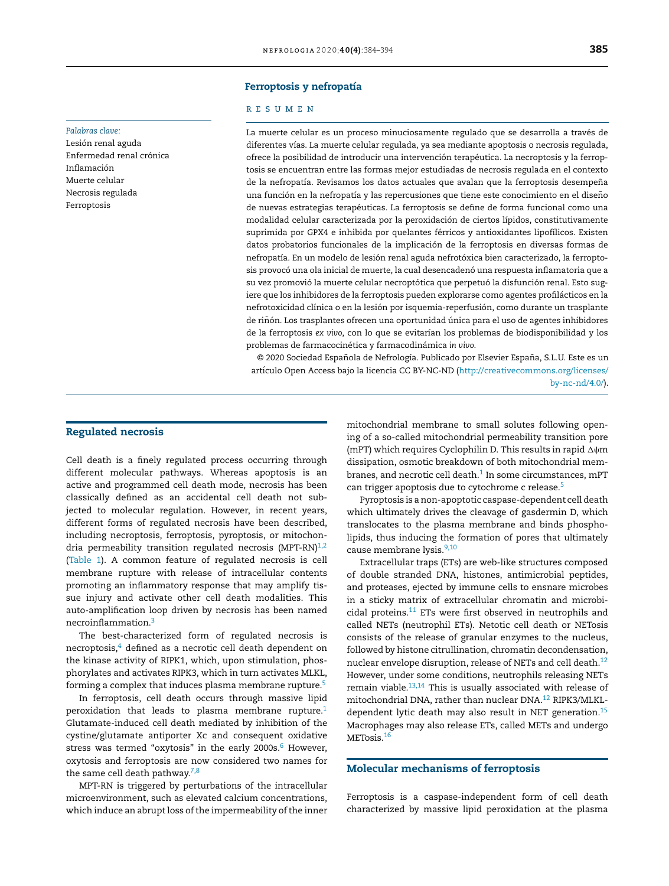## Ferroptosis y nefropatía

R E S U M E N

*Palabras clave:*
Lesión renal aguda
Enfermedad renal crónica
Inflamación
Muerte celular
Necrosis regulada
Ferroptosis

La muerte celular es un proceso minuciosamente regulado que se desarrolla a través de diferentes vías. La muerte celular regulada, ya sea mediante apoptosis o necrosis regulada, ofrece la posibilidad de introducir una intervención terapéutica. La necroptosis y la ferroptosis se encuentran entre las formas mejor estudiadas de necrosis regulada en el contexto de la nefropatía. Revisamos los datos actuales que avalan que la ferroptosis desempeña una función en la nefropatía y las repercusiones que tiene este conocimiento en el diseño de nuevas estrategias terapéuticas. La ferroptosis se define de forma funcional como una modalidad celular caracterizada por la peroxidación de ciertos lípidos, constitutivamente suprimida por GPX4 e inhibida por quelantes férricos y antioxidantes lipofílicos. Existen datos probatorios funcionales de la implicación de la ferroptosis en diversas formas de nefropatía. En un modelo de lesión renal aguda nefrotóxica bien caracterizado, la ferroptosis provocó una ola inicial de muerte, la cual desencadenó una respuesta inflamatoria que a su vez promovió la muerte celular necroptótica que perpetuó la disfunción renal. Esto sugiere que los inhibidores de la ferroptosis pueden explorarse como agentes profilácticos en la nefrotoxicidad clínica o en la lesión por isquemia-reperfusión, como durante un trasplante de riñón. Los trasplantes ofrecen una oportunidad única para el uso de agentes inhibidores de la ferroptosis *ex vivo*, con lo que se evitarían los problemas de biodisponibilidad y los problemas de farmacocinética y farmacodinámica *in vivo*.

© 2020 Sociedad Española de Nefrología. Publicado por Elsevier España, S.L.U. Este es un artículo Open Access bajo la licencia CC BY-NC-ND (http://creativecommons.org/licenses/by-nc-nd/4.0/).

## Regulated necrosis

Cell death is a finely regulated process occurring through different molecular pathways. Whereas apoptosis is an active and programmed cell death mode, necrosis has been classically defined as an accidental cell death not subjected to molecular regulation. However, in recent years, different forms of regulated necrosis have been described, including necroptosis, ferroptosis, pyroptosis, or mitochondria permeability transition regulated necrosis (MPT-RN)[1,2] (Table 1). A common feature of regulated necrosis is cell membrane rupture with release of intracellular contents promoting an inflammatory response that may amplify tissue injury and activate other cell death modalities. This auto-amplification loop driven by necrosis has been named necroinflammation.[3]

The best-characterized form of regulated necrosis is necroptosis,[4] defined as a necrotic cell death dependent on the kinase activity of RIPK1, which, upon stimulation, phosphorylates and activates RIPK3, which in turn activates MLKL, forming a complex that induces plasma membrane rupture.[5]

In ferroptosis, cell death occurs through massive lipid peroxidation that leads to plasma membrane rupture.[1] Glutamate-induced cell death mediated by inhibition of the cystine/glutamate antiporter Xc and consequent oxidative stress was termed "oxytosis" in the early 2000s.[6] However, oxytosis and ferroptosis are now considered two names for the same cell death pathway.[7,8]

MPT-RN is triggered by perturbations of the intracellular microenvironment, such as elevated calcium concentrations, which induce an abrupt loss of the impermeability of the inner mitochondrial membrane to small solutes following opening of a so-called mitochondrial permeability transition pore (mPT) which requires Cyclophilin D. This results in rapid $\Delta\psi m$ dissipation, osmotic breakdown of both mitochondrial membranes, and necrotic cell death.[1] In some circumstances, mPT can trigger apoptosis due to cytochrome c release.[5]

Pyroptosis is a non-apoptotic caspase-dependent cell death which ultimately drives the cleavage of gasdermin D, which translocates to the plasma membrane and binds phospholipids, thus inducing the formation of pores that ultimately cause membrane lysis.[9,10]

Extracellular traps (ETs) are web-like structures composed of double stranded DNA, histones, antimicrobial peptides, and proteases, ejected by immune cells to ensnare microbes in a sticky matrix of extracellular chromatin and microbicidal proteins.[11] ETs were first observed in neutrophils and called NETs (neutrophil ETs). Netotic cell death or NETosis consists of the release of granular enzymes to the nucleus, followed by histone citrullination, chromatin decondensation, nuclear envelope disruption, release of NETs and cell death.[12] However, under some conditions, neutrophils releasing NETs remain viable.[13,14] This is usually associated with release of mitochondrial DNA, rather than nuclear DNA.[12] RIPK3/MLKL-dependent lytic death may also result in NET generation.[15] Macrophages may also release ETs, called METs and undergo METosis.[16]

## Molecular mechanisms of ferroptosis

Ferroptosis is a caspase-independent form of cell death characterized by massive lipid peroxidation at the plasma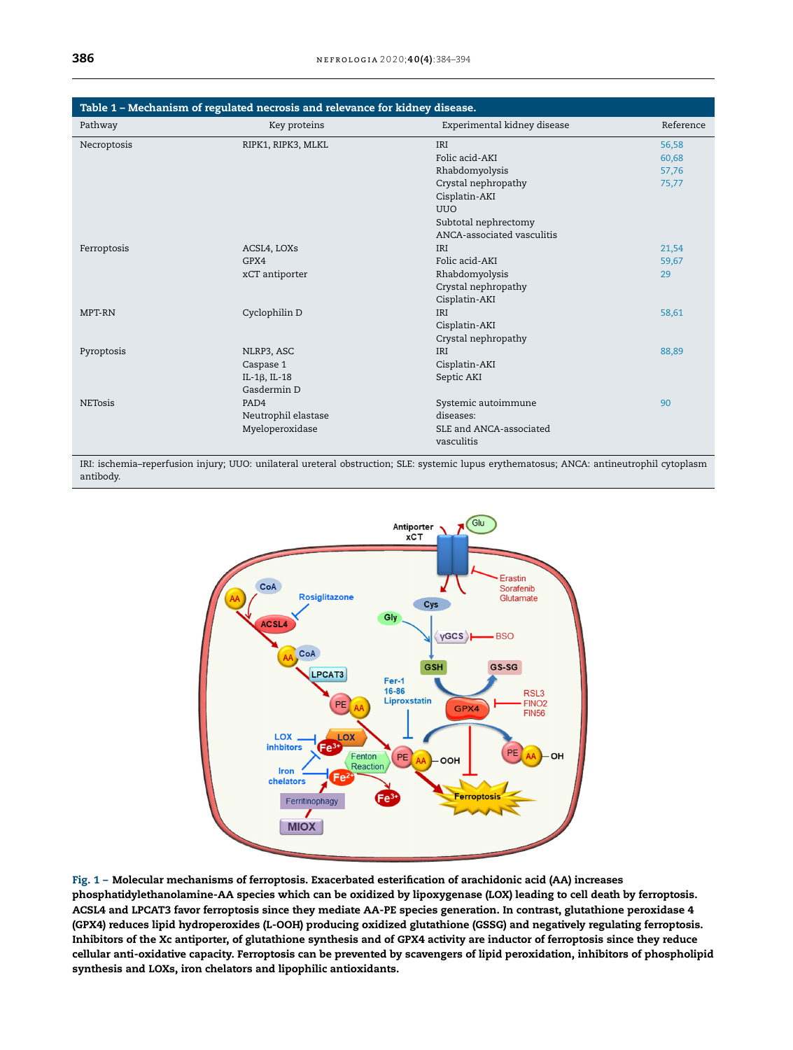**Table 1 – Mechanism of regulated necrosis and relevance for kidney disease.**

| Pathway | Key proteins | Experimental kidney disease | Reference |
|---|---|---|---|
| Necroptosis | RIPK1, RIPK3, MLKL | IRI<br>Folic acid-AKI<br>Rhabdomyolysis<br>Crystal nephropathy<br>Cisplatin-AKI<br>UUO<br>Subtotal nephrectomy<br>ANCA-associated vasculitis | 56,58<br>60,68<br>57,76<br>75,77 |
| Ferroptosis | ACSL4, LOXs<br>GPX4<br>xCT antiporter | IRI<br>Folic acid-AKI<br>Rhabdomyolysis<br>Crystal nephropathy<br>Cisplatin-AKI | 21,54<br>59,67<br>29 |
| MPT-RN | Cyclophilin D | IRI<br>Cisplatin-AKI<br>Crystal nephropathy | 58,61 |
| Pyroptosis | NLRP3, ASC<br>Caspase 1<br>IL-1β, IL-18<br>Gasdermin D | IRI<br>Cisplatin-AKI<br>Septic AKI | 88,89 |
| NETosis | PAD4<br>Neutrophil elastase<br>Myeloperoxidase | Systemic autoimmune diseases:<br>SLE and ANCA-associated vasculitis | 90 |

IRI: ischemia–reperfusion injury; UUO: unilateral ureteral obstruction; SLE: systemic lupus erythematosus; ANCA: antineutrophil cytoplasm antibody.

**Fig. 1 – Molecular mechanisms of ferroptosis. Exacerbated esterification of arachidonic acid (AA) increases phosphatidylethanolamine-AA species which can be oxidized by lipoxygenase (LOX) leading to cell death by ferroptosis. ACSL4 and LPCAT3 favor ferroptosis since they mediate AA-PE species generation. In contrast, glutathione peroxidase 4 (GPX4) reduces lipid hydroperoxides (L-OOH) producing oxidized glutathione (GSSG) and negatively regulating ferroptosis. Inhibitors of the Xc antiporter, of glutathione synthesis and of GPX4 activity are inductor of ferroptosis since they reduce cellular anti-oxidative capacity. Ferroptosis can be prevented by scavengers of lipid peroxidation, inhibitors of phospholipid synthesis and LOXs, iron chelators and lipophilic antioxidants.**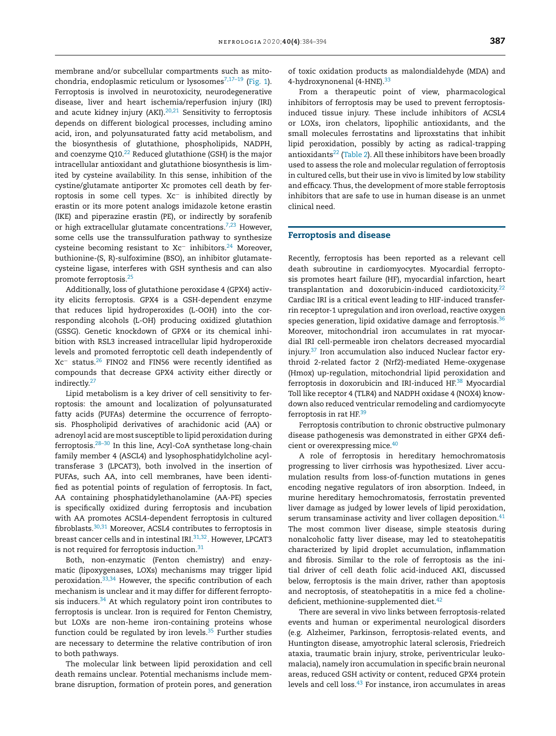membrane and/or subcellular compartments such as mitochondria, endoplasmic reticulum or lysosomes[7,17–19] (Fig. 1). Ferroptosis is involved in neurotoxicity, neurodegenerative disease, liver and heart ischemia/reperfusion injury (IRI) and acute kidney injury (AKI).[20,21] Sensitivity to ferroptosis depends on different biological processes, including amino acid, iron, and polyunsaturated fatty acid metabolism, and the biosynthesis of glutathione, phospholipids, NADPH, and coenzyme Q10.[22] Reduced glutathione (GSH) is the major intracellular antioxidant and glutathione biosynthesis is limited by cysteine availability. In this sense, inhibition of the cystine/glutamate antiporter Xc promotes cell death by ferroptosis in some cell types. $Xc^-$ is inhibited directly by erastin or its more potent analogs imidazole ketone erastin (IKE) and piperazine erastin (PE), or indirectly by sorafenib or high extracellular glutamate concentrations.[7,23] However, some cells use the transsulfuration pathway to synthesize cysteine becoming resistant to $Xc^-$ inhibitors.[24] Moreover, buthionine-(S, R)-sulfoximine (BSO), an inhibitor glutamate-cysteine ligase, interferes with GSH synthesis and can also promote ferroptosis.[25]

Additionally, loss of glutathione peroxidase 4 (GPX4) activity elicits ferroptosis. GPX4 is a GSH-dependent enzyme that reduces lipid hydroperoxides (L-OOH) into the corresponding alcohols (L-OH) producing oxidized glutathion (GSSG). Genetic knockdown of GPX4 or its chemical inhibition with RSL3 increased intracellular lipid hydroperoxide levels and promoted ferroptotic cell death independently of $Xc^-$ status.[26] FINO2 and FIN56 were recently identified as compounds that decrease GPX4 activity either directly or indirectly.[27]

Lipid metabolism is a key driver of cell sensitivity to ferroptosis: the amount and localization of polyunsaturated fatty acids (PUFAs) determine the occurrence of ferroptosis. Phospholipid derivatives of arachidonic acid (AA) or adrenoyl acid are most susceptible to lipid peroxidation during ferroptosis.[28–30] In this line, Acyl-CoA synthetase long-chain family member 4 (ASCL4) and lysophosphatidylcholine acyltransferase 3 (LPCAT3), both involved in the insertion of PUFAs, such AA, into cell membranes, have been identified as potential points of regulation of ferroptosis. In fact, AA containing phosphatidylethanolamine (AA-PE) species is specifically oxidized during ferroptosis and incubation with AA promotes ACSL4-dependent ferroptosis in cultured fibroblasts.[30,31] Moreover, ACSL4 contributes to ferroptosis in breast cancer cells and in intestinal IRI.[31,32]. However, LPCAT3 is not required for ferroptosis induction.[31]

Both, non-enzymatic (Fenton chemistry) and enzymatic (lipoxygenases, LOXs) mechanisms may trigger lipid peroxidation.[33,34] However, the specific contribution of each mechanism is unclear and it may differ for different ferroptosis inducers.[34] At which regulatory point iron contributes to ferroptosis is unclear. Iron is required for Fenton Chemistry, but LOXs are non-heme iron-containing proteins whose function could be regulated by iron levels.[35] Further studies are necessary to determine the relative contribution of iron to both pathways.

The molecular link between lipid peroxidation and cell death remains unclear. Potential mechanisms include membrane disruption, formation of protein pores, and generation of toxic oxidation products as malondialdehyde (MDA) and 4-hydroxynonenal (4-HNE).[33]

From a therapeutic point of view, pharmacological inhibitors of ferroptosis may be used to prevent ferroptosis-induced tissue injury. These include inhibitors of ACSL4 or LOXs, iron chelators, lipophilic antioxidants, and the small molecules ferrostatins and liproxstatins that inhibit lipid peroxidation, possibly by acting as radical-trapping antioxidants[22] (Table 2). All these inhibitors have been broadly used to assess the role and molecular regulation of ferroptosis in cultured cells, but their use in vivo is limited by low stability and efficacy. Thus, the development of more stable ferroptosis inhibitors that are safe to use in human disease is an unmet clinical need.

## Ferroptosis and disease

Recently, ferroptosis has been reported as a relevant cell death subroutine in cardiomyocytes. Myocardial ferroptosis promotes heart failure (HF), myocardial infarction, heart transplantation and doxorubicin-induced cardiotoxicity.[22] Cardiac IRI is a critical event leading to HIF-induced transferrin receptor-1 upregulation and iron overload, reactive oxygen species generation, lipid oxidative damage and ferroptosis.[36] Moreover, mitochondrial iron accumulates in rat myocardial IRI cell-permeable iron chelators decreased myocardial injury.[37] Iron accumulation also induced Nuclear factor erythroid 2-related factor 2 (Nrf2)-mediated Heme-oxygenase (Hmox) up-regulation, mitochondrial lipid peroxidation and ferroptosis in doxorubicin and IRI-induced HF.[38] Myocardial Toll like receptor 4 (TLR4) and NADPH oxidase 4 (NOX4) knockdown also reduced ventricular remodeling and cardiomyocyte ferroptosis in rat HF.[39]

Ferroptosis contribution to chronic obstructive pulmonary disease pathogenesis was demonstrated in either GPX4 deficient or overexpressing mice.[40]

A role of ferroptosis in hereditary hemochromatosis progressing to liver cirrhosis was hypothesized. Liver accumulation results from loss-of-function mutations in genes encoding negative regulators of iron absorption. Indeed, in murine hereditary hemochromatosis, ferrostatin prevented liver damage as judged by lower levels of lipid peroxidation, serum transaminase activity and liver collagen deposition.[41] The most common liver disease, simple steatosis during nonalcoholic fatty liver disease, may led to steatohepatitis characterized by lipid droplet accumulation, inflammation and fibrosis. Similar to the role of ferroptosis as the initial driver of cell death folic acid-induced AKI, discussed below, ferroptosis is the main driver, rather than apoptosis and necroptosis, of steatohepatitis in a mice fed a choline-deficient, methionine-supplemented diet.[42]

There are several in vivo links between ferroptosis-related events and human or experimental neurological disorders (e.g. Alzheimer, Parkinson, ferroptosis-related events, and Huntington disease, amyotrophic lateral sclerosis, Friedreich ataxia, traumatic brain injury, stroke, periventricular leukomalacia), namely iron accumulation in specific brain neuronal areas, reduced GSH activity or content, reduced GPX4 protein levels and cell loss.[43] For instance, iron accumulates in areas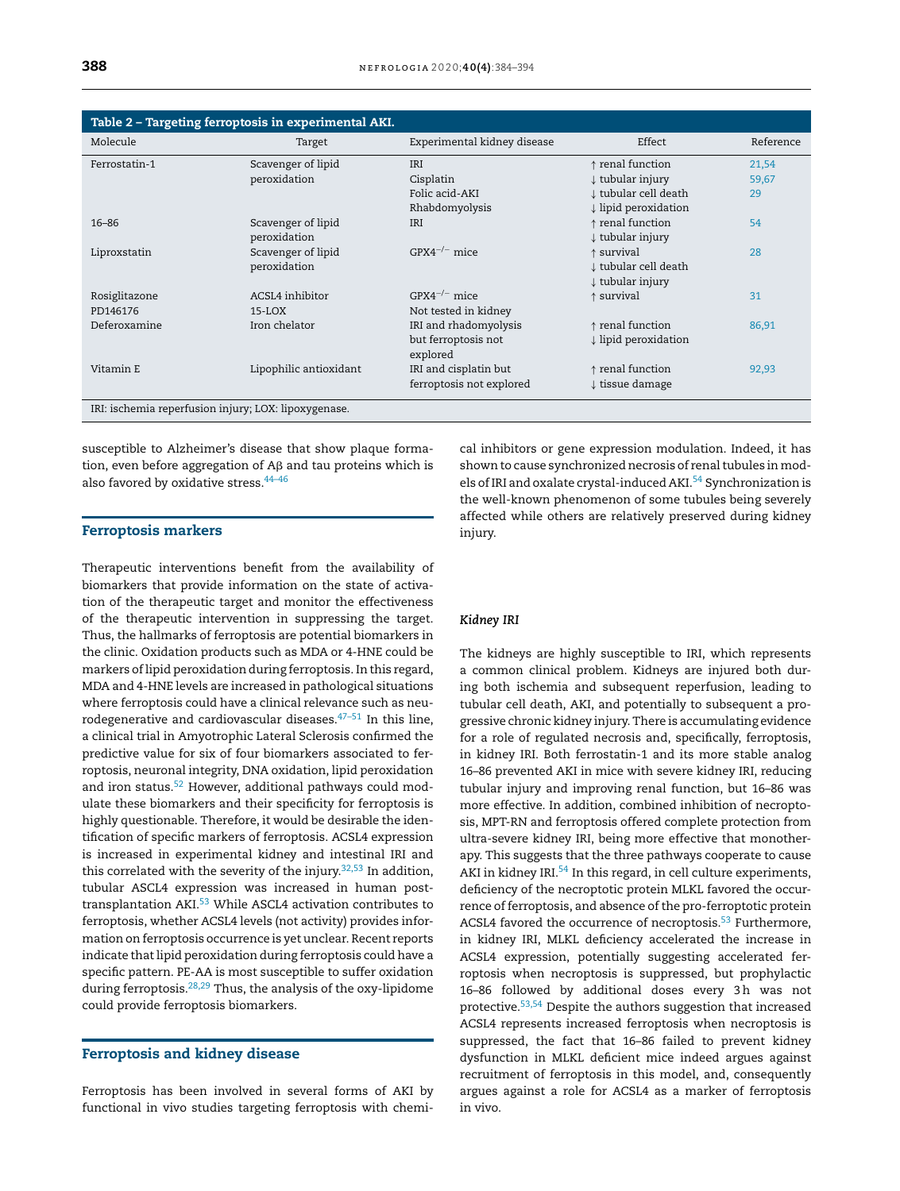**Table 2 – Targeting ferroptosis in experimental AKI.**

| Molecule | Target | Experimental kidney disease | Effect | Reference |
|---|---|---|---|---|
| Ferrostatin-1 | Scavenger of lipid peroxidation | IRI<br>Cisplatin<br>Folic acid-AKI<br>Rhabdomyolysis | ↑ renal function<br>↓ tubular injury<br>↓ tubular cell death<br>↓ lipid peroxidation | 21,54<br>59,67<br>29 |
| 16–86 | Scavenger of lipid peroxidation | IRI | ↑ renal function<br>↓ tubular injury | 54 |
| Liproxstatin | Scavenger of lipid peroxidation | $GPX4^{-/-}$ mice | ↑ survival<br>↓ tubular cell death<br>↓ tubular injury | 28 |
| Rosiglitazone | ACSL4 inhibitor | $GPX4^{-/-}$ mice | ↑ survival | 31 |
| PD146176 | 15-LOX | Not tested in kidney | | |
| Deferoxamine | Iron chelator | IRI and rhadomyolysis but ferroptosis not explored | ↑ renal function<br>↓ lipid peroxidation | 86,91 |
| Vitamin E | Lipophilic antioxidant | IRI and cisplatin but ferroptosis not explored | ↑ renal function<br>↓ tissue damage | 92,93 |

IRI: ischemia reperfusion injury; LOX: lipoxygenase.

susceptible to Alzheimer's disease that show plaque formation, even before aggregation of Aβ and tau proteins which is also favored by oxidative stress.[44–46]

## Ferroptosis markers

Therapeutic interventions benefit from the availability of biomarkers that provide information on the state of activation of the therapeutic target and monitor the effectiveness of the therapeutic intervention in suppressing the target. Thus, the hallmarks of ferroptosis are potential biomarkers in the clinic. Oxidation products such as MDA or 4-HNE could be markers of lipid peroxidation during ferroptosis. In this regard, MDA and 4-HNE levels are increased in pathological situations where ferroptosis could have a clinical relevance such as neurodegenerative and cardiovascular diseases.[47–51] In this line, a clinical trial in Amyotrophic Lateral Sclerosis confirmed the predictive value for six of four biomarkers associated to ferroptosis, neuronal integrity, DNA oxidation, lipid peroxidation and iron status.[52] However, additional pathways could modulate these biomarkers and their specificity for ferroptosis is highly questionable. Therefore, it would be desirable the identification of specific markers of ferroptosis. ACSL4 expression is increased in experimental kidney and intestinal IRI and this correlated with the severity of the injury.[32,53] In addition, tubular ASCL4 expression was increased in human post-transplantation AKI.[53] While ASCL4 activation contributes to ferroptosis, whether ACSL4 levels (not activity) provides information on ferroptosis occurrence is yet unclear. Recent reports indicate that lipid peroxidation during ferroptosis could have a specific pattern. PE-AA is most susceptible to suffer oxidation during ferroptosis.[28,29] Thus, the analysis of the oxy-lipidome could provide ferroptosis biomarkers.

## Ferroptosis and kidney disease

Ferroptosis has been involved in several forms of AKI by functional in vivo studies targeting ferroptosis with chemical inhibitors or gene expression modulation. Indeed, it has shown to cause synchronized necrosis of renal tubules in models of IRI and oxalate crystal-induced AKI.[54] Synchronization is the well-known phenomenon of some tubules being severely affected while others are relatively preserved during kidney injury.

### *Kidney IRI*

The kidneys are highly susceptible to IRI, which represents a common clinical problem. Kidneys are injured both during both ischemia and subsequent reperfusion, leading to tubular cell death, AKI, and potentially to subsequent a progressive chronic kidney injury. There is accumulating evidence for a role of regulated necrosis and, specifically, ferroptosis, in kidney IRI. Both ferrostatin-1 and its more stable analog 16–86 prevented AKI in mice with severe kidney IRI, reducing tubular injury and improving renal function, but 16–86 was more effective. In addition, combined inhibition of necroptosis, MPT-RN and ferroptosis offered complete protection from ultra-severe kidney IRI, being more effective that monotherapy. This suggests that the three pathways cooperate to cause AKI in kidney IRI.[54] In this regard, in cell culture experiments, deficiency of the necroptotic protein MLKL favored the occurrence of ferroptosis, and absence of the pro-ferroptotic protein ACSL4 favored the occurrence of necroptosis.[53] Furthermore, in kidney IRI, MLKL deficiency accelerated the increase in ACSL4 expression, potentially suggesting accelerated ferroptosis when necroptosis is suppressed, but prophylactic 16–86 followed by additional doses every 3 h was not protective.[53,54] Despite the authors suggestion that increased ACSL4 represents increased ferroptosis when necroptosis is suppressed, the fact that 16–86 failed to prevent kidney dysfunction in MLKL deficient mice indeed argues against recruitment of ferroptosis in this model, and, consequently argues against a role for ACSL4 as a marker of ferroptosis in vivo.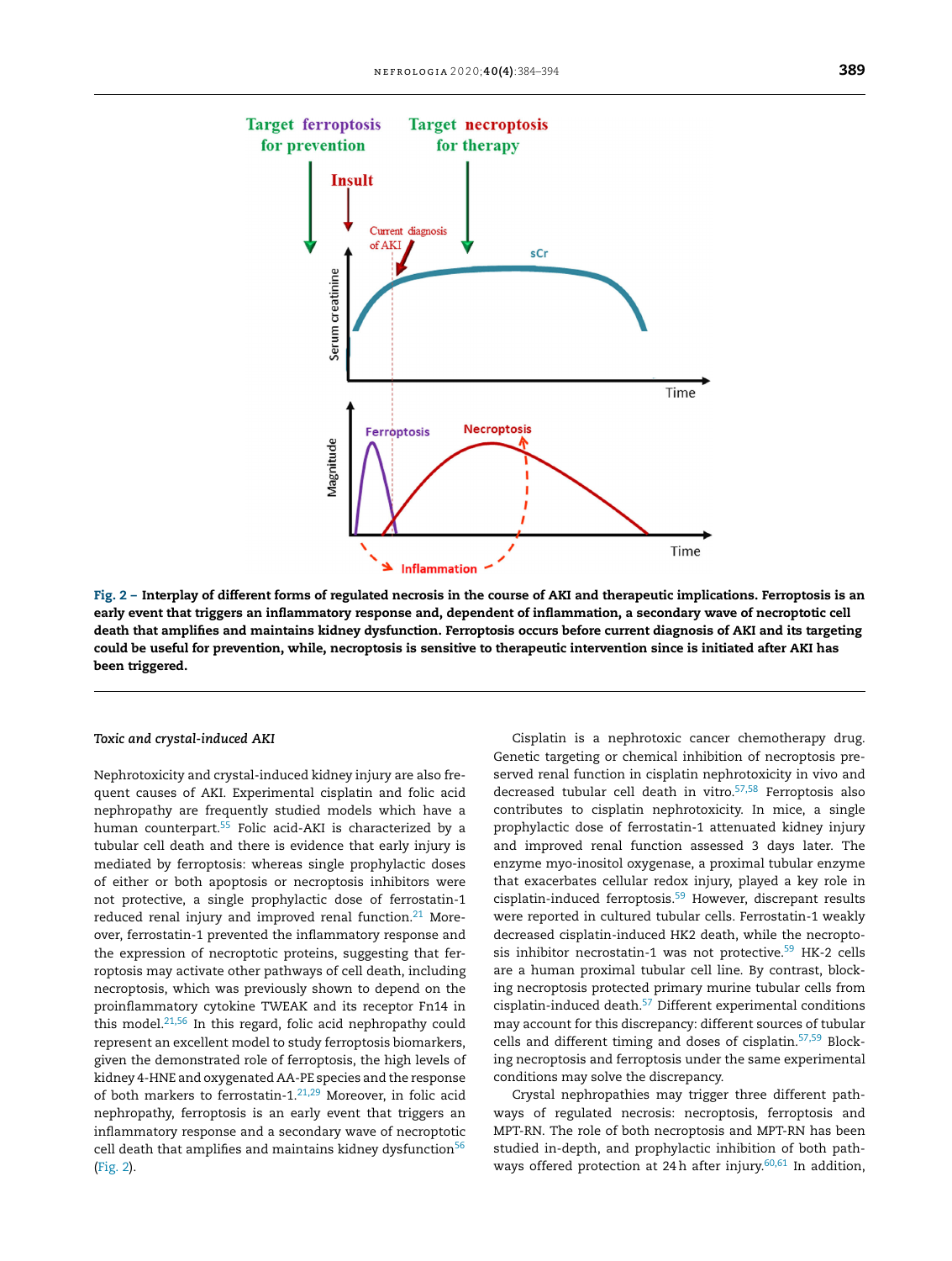**Fig. 2 – Interplay of different forms of regulated necrosis in the course of AKI and therapeutic implications. Ferroptosis is an early event that triggers an inflammatory response and, dependent of inflammation, a secondary wave of necroptotic cell death that amplifies and maintains kidney dysfunction. Ferroptosis occurs before current diagnosis of AKI and its targeting could be useful for prevention, while, necroptosis is sensitive to therapeutic intervention since is initiated after AKI has been triggered.**

### *Toxic and crystal-induced AKI*

Nephrotoxicity and crystal-induced kidney injury are also frequent causes of AKI. Experimental cisplatin and folic acid nephropathy are frequently studied models which have a human counterpart.[55] Folic acid-AKI is characterized by a tubular cell death and there is evidence that early injury is mediated by ferroptosis: whereas single prophylactic doses of either or both apoptosis or necroptosis inhibitors were not protective, a single prophylactic dose of ferrostatin-1 reduced renal injury and improved renal function.[21] Moreover, ferrostatin-1 prevented the inflammatory response and the expression of necroptotic proteins, suggesting that ferroptosis may activate other pathways of cell death, including necroptosis, which was previously shown to depend on the proinflammatory cytokine TWEAK and its receptor Fn14 in this model.[21,56] In this regard, folic acid nephropathy could represent an excellent model to study ferroptosis biomarkers, given the demonstrated role of ferroptosis, the high levels of kidney 4-HNE and oxygenated AA-PE species and the response of both markers to ferrostatin-1.[21,29] Moreover, in folic acid nephropathy, ferroptosis is an early event that triggers an inflammatory response and a secondary wave of necroptotic cell death that amplifies and maintains kidney dysfunction[56] (Fig. 2).

Cisplatin is a nephrotoxic cancer chemotherapy drug. Genetic targeting or chemical inhibition of necroptosis preserved renal function in cisplatin nephrotoxicity in vivo and decreased tubular cell death in vitro.[57,58] Ferroptosis also contributes to cisplatin nephrotoxicity. In mice, a single prophylactic dose of ferrostatin-1 attenuated kidney injury and improved renal function assessed 3 days later. The enzyme myo-inositol oxygenase, a proximal tubular enzyme that exacerbates cellular redox injury, played a key role in cisplatin-induced ferroptosis.[59] However, discrepant results were reported in cultured tubular cells. Ferrostatin-1 weakly decreased cisplatin-induced HK2 death, while the necroptosis inhibitor necrostatin-1 was not protective.[59] HK-2 cells are a human proximal tubular cell line. By contrast, blocking necroptosis protected primary murine tubular cells from cisplatin-induced death.[57] Different experimental conditions may account for this discrepancy: different sources of tubular cells and different timing and doses of cisplatin.[57,59] Blocking necroptosis and ferroptosis under the same experimental conditions may solve the discrepancy.

Crystal nephropathies may trigger three different pathways of regulated necrosis: necroptosis, ferroptosis and MPT-RN. The role of both necroptosis and MPT-RN has been studied in-depth, and prophylactic inhibition of both pathways offered protection at 24 h after injury.[60,61] In addition,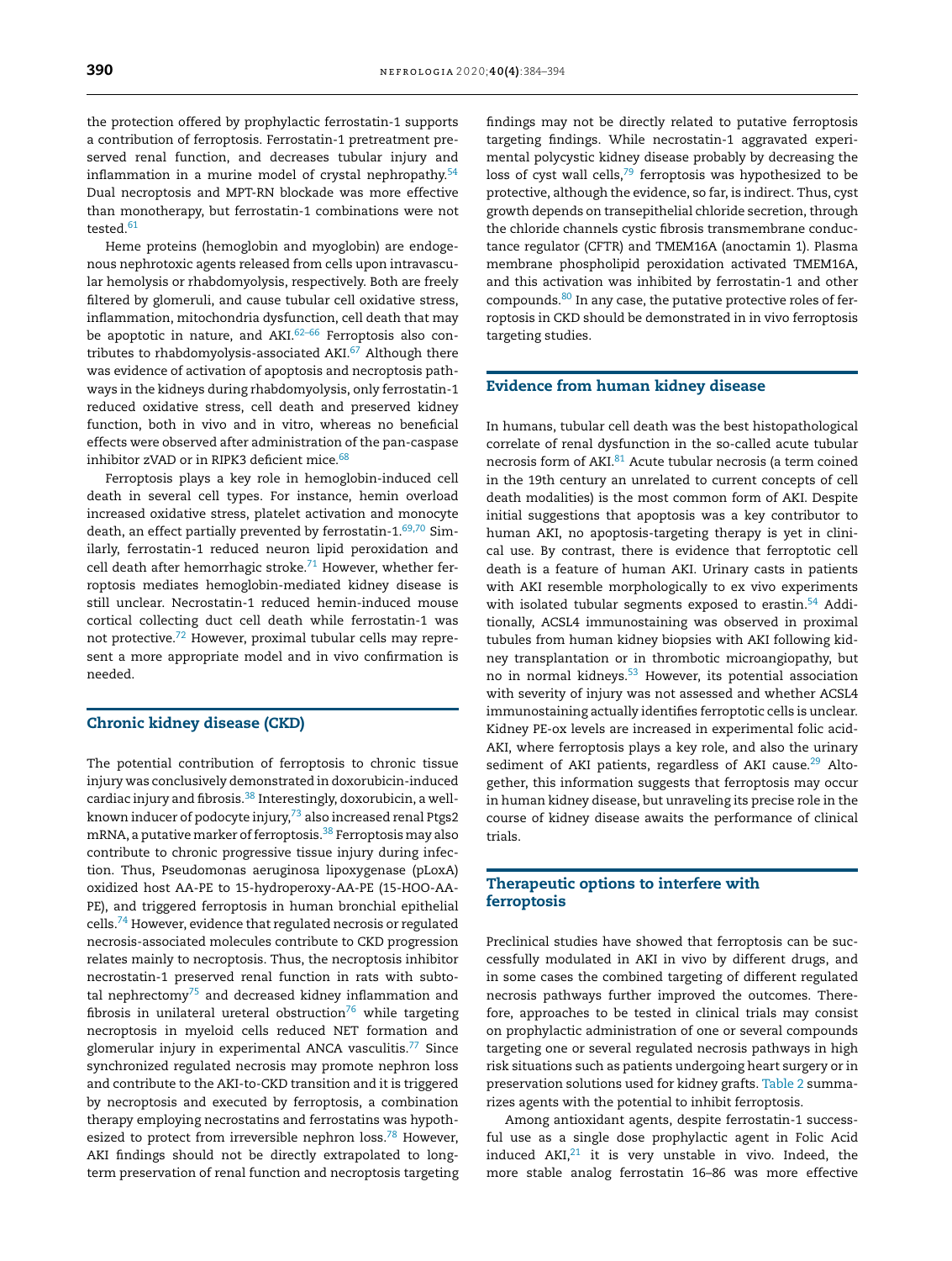the protection offered by prophylactic ferrostatin-1 supports a contribution of ferroptosis. Ferrostatin-1 pretreatment preserved renal function, and decreases tubular injury and inflammation in a murine model of crystal nephropathy.[54] Dual necroptosis and MPT-RN blockade was more effective than monotherapy, but ferrostatin-1 combinations were not tested.[61]

Heme proteins (hemoglobin and myoglobin) are endogenous nephrotoxic agents released from cells upon intravascular hemolysis or rhabdomyolysis, respectively. Both are freely filtered by glomeruli, and cause tubular cell oxidative stress, inflammation, mitochondria dysfunction, cell death that may be apoptotic in nature, and AKI.[62–66] Ferroptosis also contributes to rhabdomyolysis-associated AKI.[67] Although there was evidence of activation of apoptosis and necroptosis pathways in the kidneys during rhabdomyolysis, only ferrostatin-1 reduced oxidative stress, cell death and preserved kidney function, both in vivo and in vitro, whereas no beneficial effects were observed after administration of the pan-caspase inhibitor zVAD or in RIPK3 deficient mice.[68]

Ferroptosis plays a key role in hemoglobin-induced cell death in several cell types. For instance, hemin overload increased oxidative stress, platelet activation and monocyte death, an effect partially prevented by ferrostatin-1.[69,70] Similarly, ferrostatin-1 reduced neuron lipid peroxidation and cell death after hemorrhagic stroke.[71] However, whether ferroptosis mediates hemoglobin-mediated kidney disease is still unclear. Necrostatin-1 reduced hemin-induced mouse cortical collecting duct cell death while ferrostatin-1 was not protective.[72] However, proximal tubular cells may represent a more appropriate model and in vivo confirmation is needed.

## Chronic kidney disease (CKD)

The potential contribution of ferroptosis to chronic tissue injury was conclusively demonstrated in doxorubicin-induced cardiac injury and fibrosis.[38] Interestingly, doxorubicin, a well-known inducer of podocyte injury,[73] also increased renal Ptgs2 mRNA, a putative marker of ferroptosis.[38] Ferroptosis may also contribute to chronic progressive tissue injury during infection. Thus, Pseudomonas aeruginosa lipoxygenase (pLoxA) oxidized host AA-PE to 15-hydroperoxy-AA-PE (15-HOO-AA-PE), and triggered ferroptosis in human bronchial epithelial cells.[74] However, evidence that regulated necrosis or regulated necrosis-associated molecules contribute to CKD progression relates mainly to necroptosis. Thus, the necroptosis inhibitor necrostatin-1 preserved renal function in rats with subtotal nephrectomy[75] and decreased kidney inflammation and fibrosis in unilateral ureteral obstruction[76] while targeting necroptosis in myeloid cells reduced NET formation and glomerular injury in experimental ANCA vasculitis.[77] Since synchronized regulated necrosis may promote nephron loss and contribute to the AKI-to-CKD transition and it is triggered by necroptosis and executed by ferroptosis, a combination therapy employing necrostatins and ferrostatins was hypothesized to protect from irreversible nephron loss.[78] However, AKI findings should not be directly extrapolated to long-term preservation of renal function and necroptosis targeting findings may not be directly related to putative ferroptosis targeting findings. While necrostatin-1 aggravated experimental polycystic kidney disease probably by decreasing the loss of cyst wall cells,[79] ferroptosis was hypothesized to be protective, although the evidence, so far, is indirect. Thus, cyst growth depends on transepithelial chloride secretion, through the chloride channels cystic fibrosis transmembrane conductance regulator (CFTR) and TMEM16A (anoctamin 1). Plasma membrane phospholipid peroxidation activated TMEM16A, and this activation was inhibited by ferrostatin-1 and other compounds.[80] In any case, the putative protective roles of ferroptosis in CKD should be demonstrated in in vivo ferroptosis targeting studies.

## Evidence from human kidney disease

In humans, tubular cell death was the best histopathological correlate of renal dysfunction in the so-called acute tubular necrosis form of AKI.[81] Acute tubular necrosis (a term coined in the 19th century an unrelated to current concepts of cell death modalities) is the most common form of AKI. Despite initial suggestions that apoptosis was a key contributor to human AKI, no apoptosis-targeting therapy is yet in clinical use. By contrast, there is evidence that ferroptotic cell death is a feature of human AKI. Urinary casts in patients with AKI resemble morphologically to ex vivo experiments with isolated tubular segments exposed to erastin.[54] Additionally, ACSL4 immunostaining was observed in proximal tubules from human kidney biopsies with AKI following kidney transplantation or in thrombotic microangiopathy, but no in normal kidneys.[53] However, its potential association with severity of injury was not assessed and whether ACSL4 immunostaining actually identifies ferroptotic cells is unclear. Kidney PE-ox levels are increased in experimental folic acid-AKI, where ferroptosis plays a key role, and also the urinary sediment of AKI patients, regardless of AKI cause.[29] Altogether, this information suggests that ferroptosis may occur in human kidney disease, but unraveling its precise role in the course of kidney disease awaits the performance of clinical trials.

## Therapeutic options to interfere with ferroptosis

Preclinical studies have showed that ferroptosis can be successfully modulated in AKI in vivo by different drugs, and in some cases the combined targeting of different regulated necrosis pathways further improved the outcomes. Therefore, approaches to be tested in clinical trials may consist on prophylactic administration of one or several compounds targeting one or several regulated necrosis pathways in high risk situations such as patients undergoing heart surgery or in preservation solutions used for kidney grafts. Table 2 summarizes agents with the potential to inhibit ferroptosis.

Among antioxidant agents, despite ferrostatin-1 successful use as a single dose prophylactic agent in Folic Acid induced AKI,[21] it is very unstable in vivo. Indeed, the more stable analog ferrostatin 16–86 was more effective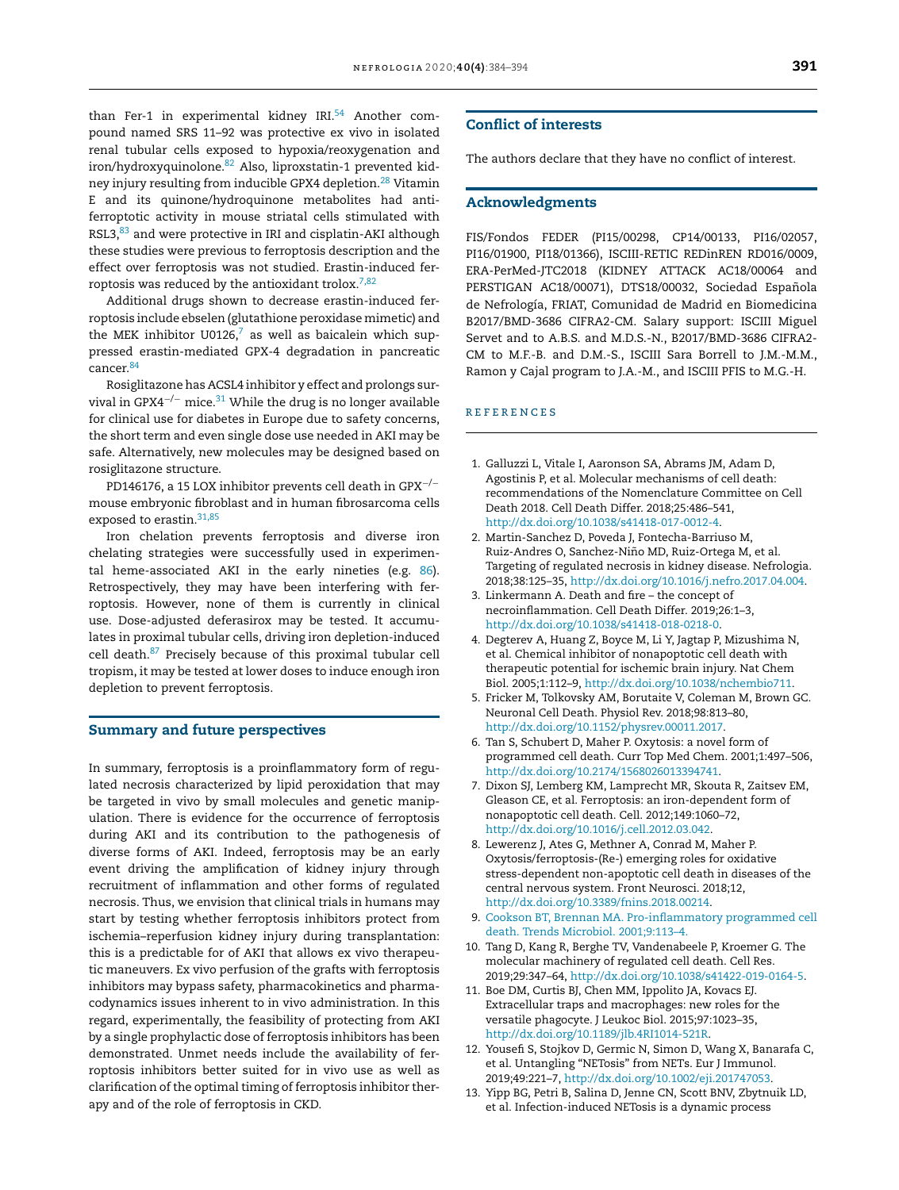than Fer-1 in experimental kidney IRI.[54] Another compound named SRS 11–92 was protective ex vivo in isolated renal tubular cells exposed to hypoxia/reoxygenation and iron/hydroxyquinolone.[82] Also, liproxstatin-1 prevented kidney injury resulting from inducible GPX4 depletion.[28] Vitamin E and its quinone/hydroquinone metabolites had antiferroptotic activity in mouse striatal cells stimulated with RSL3,[83] and were protective in IRI and cisplatin-AKI although these studies were previous to ferroptosis description and the effect over ferroptosis was not studied. Erastin-induced ferroptosis was reduced by the antioxidant trolox.[7,82]

Additional drugs shown to decrease erastin-induced ferroptosis include ebselen (glutathione peroxidase mimetic) and the MEK inhibitor U0126,[7] as well as baicalein which suppressed erastin-mediated GPX-4 degradation in pancreatic cancer.[84]

Rosiglitazone has ACSL4 inhibitor y effect and prolongs survival in $GPX4^{-/-}$ mice.[31] While the drug is no longer available for clinical use for diabetes in Europe due to safety concerns, the short term and even single dose use needed in AKI may be safe. Alternatively, new molecules may be designed based on rosiglitazone structure.

PD146176, a 15 LOX inhibitor prevents cell death in $GPX^{-/-}$ mouse embryonic fibroblast and in human fibrosarcoma cells exposed to erastin.[31,85]

Iron chelation prevents ferroptosis and diverse iron chelating strategies were successfully used in experimental heme-associated AKI in the early nineties (e.g. 86). Retrospectively, they may have been interfering with ferroptosis. However, none of them is currently in clinical use. Dose-adjusted deferasirox may be tested. It accumulates in proximal tubular cells, driving iron depletion-induced cell death.[87] Precisely because of this proximal tubular cell tropism, it may be tested at lower doses to induce enough iron depletion to prevent ferroptosis.

## Summary and future perspectives

In summary, ferroptosis is a proinflammatory form of regulated necrosis characterized by lipid peroxidation that may be targeted in vivo by small molecules and genetic manipulation. There is evidence for the occurrence of ferroptosis during AKI and its contribution to the pathogenesis of diverse forms of AKI. Indeed, ferroptosis may be an early event driving the amplification of kidney injury through recruitment of inflammation and other forms of regulated necrosis. Thus, we envision that clinical trials in humans may start by testing whether ferroptosis inhibitors protect from ischemia–reperfusion kidney injury during transplantation: this is a predictable for of AKI that allows ex vivo therapeutic maneuvers. Ex vivo perfusion of the grafts with ferroptosis inhibitors may bypass safety, pharmacokinetics and pharmacodynamics issues inherent to in vivo administration. In this regard, experimentally, the feasibility of protecting from AKI by a single prophylactic dose of ferroptosis inhibitors has been demonstrated. Unmet needs include the availability of ferroptosis inhibitors better suited for in vivo use as well as clarification of the optimal timing of ferroptosis inhibitor therapy and of the role of ferroptosis in CKD.

## Conflict of interests

The authors declare that they have no conflict of interest.

## Acknowledgments

FIS/Fondos FEDER (PI15/00298, CP14/00133, PI16/02057, PI16/01900, PI18/01366), ISCIII-RETIC REDinREN RD016/0009, ERA-PerMed-JTC2018 (KIDNEY ATTACK AC18/00064 and PERSTIGAN AC18/00071), DTS18/00032, Sociedad Española de Nefrología, FRIAT, Comunidad de Madrid en Biomedicina B2017/BMD-3686 CIFRA2-CM. Salary support: ISCIII Miguel Servet and to A.B.S. and M.D.S.-N., B2017/BMD-3686 CIFRA2-CM to M.F.-B. and D.M.-S., ISCIII Sara Borrell to J.M.-M.M., Ramon y Cajal program to J.A.-M., and ISCIII PFIS to M.G.-H.

## REFERENCES

1. Galluzzi L, Vitale I, Aaronson SA, Abrams JM, Adam D, Agostinis P, et al. Molecular mechanisms of cell death: recommendations of the Nomenclature Committee on Cell Death 2018. Cell Death Differ. 2018;25:486–541, http://dx.doi.org/10.1038/s41418-017-0012-4.
2. Martin-Sanchez D, Poveda J, Fontecha-Barriuso M, Ruiz-Andres O, Sanchez-Niño MD, Ruiz-Ortega M, et al. Targeting of regulated necrosis in kidney disease. Nefrologia. 2018;38:125–35, http://dx.doi.org/10.1016/j.nefro.2017.04.004.
3. Linkermann A. Death and fire – the concept of necroinflammation. Cell Death Differ. 2019;26:1–3, http://dx.doi.org/10.1038/s41418-018-0218-0.
4. Degterev A, Huang Z, Boyce M, Li Y, Jagtap P, Mizushima N, et al. Chemical inhibitor of nonapoptotic cell death with therapeutic potential for ischemic brain injury. Nat Chem Biol. 2005;1:112–9, http://dx.doi.org/10.1038/nchembio711.
5. Fricker M, Tolkovsky AM, Borutaite V, Coleman M, Brown GC. Neuronal Cell Death. Physiol Rev. 2018;98:813–80, http://dx.doi.org/10.1152/physrev.00011.2017.
6. Tan S, Schubert D, Maher P. Oxytosis: a novel form of programmed cell death. Curr Top Med Chem. 2001;1:497–506, http://dx.doi.org/10.2174/1568026013394741.
7. Dixon SJ, Lemberg KM, Lamprecht MR, Skouta R, Zaitsev EM, Gleason CE, et al. Ferroptosis: an iron-dependent form of nonapoptotic cell death. Cell. 2012;149:1060–72, http://dx.doi.org/10.1016/j.cell.2012.03.042.
8. Lewerenz J, Ates G, Methner A, Conrad M, Maher P. Oxytosis/ferroptosis-(Re-) emerging roles for oxidative stress-dependent non-apoptotic cell death in diseases of the central nervous system. Front Neurosci. 2018;12, http://dx.doi.org/10.3389/fnins.2018.00214.
9. Cookson BT, Brennan MA. Pro-inflammatory programmed cell death. Trends Microbiol. 2001;9:113–4.
10. Tang D, Kang R, Berghe TV, Vandenabeele P, Kroemer G. The molecular machinery of regulated cell death. Cell Res. 2019;29:347–64, http://dx.doi.org/10.1038/s41422-019-0164-5.
11. Boe DM, Curtis BJ, Chen MM, Ippolito JA, Kovacs EJ. Extracellular traps and macrophages: new roles for the versatile phagocyte. J Leukoc Biol. 2015;97:1023–35, http://dx.doi.org/10.1189/jlb.4RI1014-521R.
12. Yousefi S, Stojkov D, Germic N, Simon D, Wang X, Banarafa C, et al. Untangling "NETosis" from NETs. Eur J Immunol. 2019;49:221–7, http://dx.doi.org/10.1002/eji.201747053.
13. Yipp BG, Petri B, Salina D, Jenne CN, Scott BNV, Zbytnuik LD, et al. Infection-induced NETosis is a dynamic process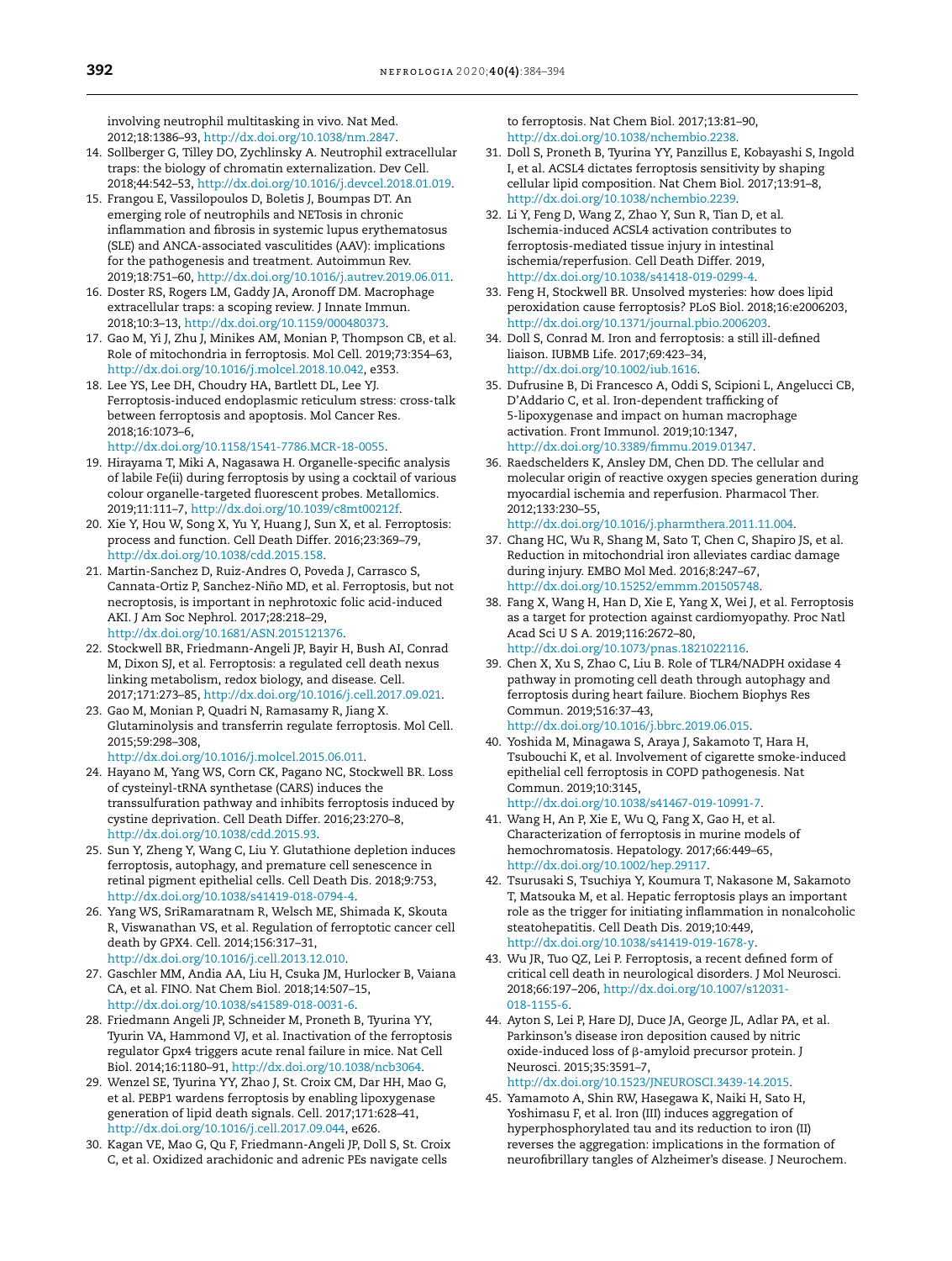involving neutrophil multitasking in vivo. Nat Med. 2012;18:1386–93, http://dx.doi.org/10.1038/nm.2847.

14. Sollberger G, Tilley DO, Zychlinsky A. Neutrophil extracellular traps: the biology of chromatin externalization. Dev Cell. 2018;44:542–53, http://dx.doi.org/10.1016/j.devcel.2018.01.019.
15. Frangou E, Vassilopoulos D, Boletis J, Boumpas DT. An emerging role of neutrophils and NETosis in chronic inflammation and fibrosis in systemic lupus erythematosus (SLE) and ANCA-associated vasculitides (AAV): implications for the pathogenesis and treatment. Autoimmun Rev. 2019;18:751–60, http://dx.doi.org/10.1016/j.autrev.2019.06.011.
16. Doster RS, Rogers LM, Gaddy JA, Aronoff DM. Macrophage extracellular traps: a scoping review. J Innate Immun. 2018;10:3–13, http://dx.doi.org/10.1159/000480373.
17. Gao M, Yi J, Zhu J, Minikes AM, Monian P, Thompson CB, et al. Role of mitochondria in ferroptosis. Mol Cell. 2019;73:354–63, http://dx.doi.org/10.1016/j.molcel.2018.10.042, e353.
18. Lee YS, Lee DH, Choudry HA, Bartlett DL, Lee YJ. Ferroptosis-induced endoplasmic reticulum stress: cross-talk between ferroptosis and apoptosis. Mol Cancer Res. 2018;16:1073–6, http://dx.doi.org/10.1158/1541-7786.MCR-18-0055.
19. Hirayama T, Miki A, Nagasawa H. Organelle-specific analysis of labile Fe(ii) during ferroptosis by using a cocktail of various colour organelle-targeted fluorescent probes. Metallomics. 2019;11:111–7, http://dx.doi.org/10.1039/c8mt00212f.
20. Xie Y, Hou W, Song X, Yu Y, Huang J, Sun X, et al. Ferroptosis: process and function. Cell Death Differ. 2016;23:369–79, http://dx.doi.org/10.1038/cdd.2015.158.
21. Martin-Sanchez D, Ruiz-Andres O, Poveda J, Carrasco S, Cannata-Ortiz P, Sanchez-Niño MD, et al. Ferroptosis, but not necroptosis, is important in nephrotoxic folic acid-induced AKI. J Am Soc Nephrol. 2017;28:218–29, http://dx.doi.org/10.1681/ASN.2015121376.
22. Stockwell BR, Friedmann-Angeli JP, Bayir H, Bush AI, Conrad M, Dixon SJ, et al. Ferroptosis: a regulated cell death nexus linking metabolism, redox biology, and disease. Cell. 2017;171:273–85, http://dx.doi.org/10.1016/j.cell.2017.09.021.
23. Gao M, Monian P, Quadri N, Ramasamy R, Jiang X. Glutaminolysis and transferrin regulate ferroptosis. Mol Cell. 2015;59:298–308, http://dx.doi.org/10.1016/j.molcel.2015.06.011.
24. Hayano M, Yang WS, Corn CK, Pagano NC, Stockwell BR. Loss of cysteinyl-tRNA synthetase (CARS) induces the transsulfuration pathway and inhibits ferroptosis induced by cystine deprivation. Cell Death Differ. 2016;23:270–8, http://dx.doi.org/10.1038/cdd.2015.93.
25. Sun Y, Zheng Y, Wang C, Liu Y. Glutathione depletion induces ferroptosis, autophagy, and premature cell senescence in retinal pigment epithelial cells. Cell Death Dis. 2018;9:753, http://dx.doi.org/10.1038/s41419-018-0794-4.
26. Yang WS, SriRamaratnam R, Welsch ME, Shimada K, Skouta R, Viswanathan VS, et al. Regulation of ferroptotic cancer cell death by GPX4. Cell. 2014;156:317–31, http://dx.doi.org/10.1016/j.cell.2013.12.010.
27. Gaschler MM, Andia AA, Liu H, Csuka JM, Hurlocker B, Vaiana CA, et al. FINO. Nat Chem Biol. 2018;14:507–15, http://dx.doi.org/10.1038/s41589-018-0031-6.
28. Friedmann Angeli JP, Schneider M, Proneth B, Tyurina YY, Tyurin VA, Hammond VJ, et al. Inactivation of the ferroptosis regulator Gpx4 triggers acute renal failure in mice. Nat Cell Biol. 2014;16:1180–91, http://dx.doi.org/10.1038/ncb3064.
29. Wenzel SE, Tyurina YY, Zhao J, St. Croix CM, Dar HH, Mao G, et al. PEBP1 wardens ferroptosis by enabling lipoxygenase generation of lipid death signals. Cell. 2017;171:628–41, http://dx.doi.org/10.1016/j.cell.2017.09.044, e626.
30. Kagan VE, Mao G, Qu F, Friedmann-Angeli JP, Doll S, St. Croix C, et al. Oxidized arachidonic and adrenic PEs navigate cells to ferroptosis. Nat Chem Biol. 2017;13:81–90, http://dx.doi.org/10.1038/nchembio.2238.
31. Doll S, Proneth B, Tyurina YY, Panzillus E, Kobayashi S, Ingold I, et al. ACSL4 dictates ferroptosis sensitivity by shaping cellular lipid composition. Nat Chem Biol. 2017;13:91–8, http://dx.doi.org/10.1038/nchembio.2239.
32. Li Y, Feng D, Wang Z, Zhao Y, Sun R, Tian D, et al. Ischemia-induced ACSL4 activation contributes to ferroptosis-mediated tissue injury in intestinal ischemia/reperfusion. Cell Death Differ. 2019, http://dx.doi.org/10.1038/s41418-019-0299-4.
33. Feng H, Stockwell BR. Unsolved mysteries: how does lipid peroxidation cause ferroptosis? PLoS Biol. 2018;16:e2006203, http://dx.doi.org/10.1371/journal.pbio.2006203.
34. Doll S, Conrad M. Iron and ferroptosis: a still ill-defined liaison. IUBMB Life. 2017;69:423–34, http://dx.doi.org/10.1002/iub.1616.
35. Dufrusine B, Di Francesco A, Oddi S, Scipioni L, Angelucci CB, D'Addario C, et al. Iron-dependent trafficking of 5-lipoxygenase and impact on human macrophage activation. Front Immunol. 2019;10:1347, http://dx.doi.org/10.3389/fimmu.2019.01347.
36. Raedschelders K, Ansley DM, Chen DD. The cellular and molecular origin of reactive oxygen species generation during myocardial ischemia and reperfusion. Pharmacol Ther. 2012;133:230–55, http://dx.doi.org/10.1016/j.pharmthera.2011.11.004.
37. Chang HC, Wu R, Shang M, Sato T, Chen C, Shapiro JS, et al. Reduction in mitochondrial iron alleviates cardiac damage during injury. EMBO Mol Med. 2016;8:247–67, http://dx.doi.org/10.15252/emmm.201505748.
38. Fang X, Wang H, Han D, Xie E, Yang X, Wei J, et al. Ferroptosis as a target for protection against cardiomyopathy. Proc Natl Acad Sci U S A. 2019;116:2672–80, http://dx.doi.org/10.1073/pnas.1821022116.
39. Chen X, Xu S, Zhao C, Liu B. Role of TLR4/NADPH oxidase 4 pathway in promoting cell death through autophagy and ferroptosis during heart failure. Biochem Biophys Res Commun. 2019;516:37–43, http://dx.doi.org/10.1016/j.bbrc.2019.06.015.
40. Yoshida M, Minagawa S, Araya J, Sakamoto T, Hara H, Tsubouchi K, et al. Involvement of cigarette smoke-induced epithelial cell ferroptosis in COPD pathogenesis. Nat Commun. 2019;10:3145, http://dx.doi.org/10.1038/s41467-019-10991-7.
41. Wang H, An P, Xie E, Wu Q, Fang X, Gao H, et al. Characterization of ferroptosis in murine models of hemochromatosis. Hepatology. 2017;66:449–65, http://dx.doi.org/10.1002/hep.29117.
42. Tsurusaki S, Tsuchiya Y, Koumura T, Nakasone M, Sakamoto T, Matsuoka M, et al. Hepatic ferroptosis plays an important role as the trigger for initiating inflammation in nonalcoholic steatohepatitis. Cell Death Dis. 2019;10:449, http://dx.doi.org/10.1038/s41419-019-1678-y.
43. Wu JR, Tuo QZ, Lei P. Ferroptosis, a recent defined form of critical cell death in neurological disorders. J Mol Neurosci. 2018;66:197–206, http://dx.doi.org/10.1007/s12031-018-1155-6.
44. Ayton S, Lei P, Hare DJ, Duce JA, George JL, Adlar PA, et al. Parkinson's disease iron deposition caused by nitric oxide-induced loss of β-amyloid precursor protein. J Neurosci. 2015;35:3591–7, http://dx.doi.org/10.1523/JNEUROSCI.3439-14.2015.
45. Yamamoto A, Shin RW, Hasegawa K, Naiki H, Sato H, Yoshimasu F, et al. Iron (III) induces aggregation of hyperphosphorylated tau and its reduction to iron (II) reverses the aggregation: implications in the formation of neurofibrillary tangles of Alzheimer's disease. J Neurochem.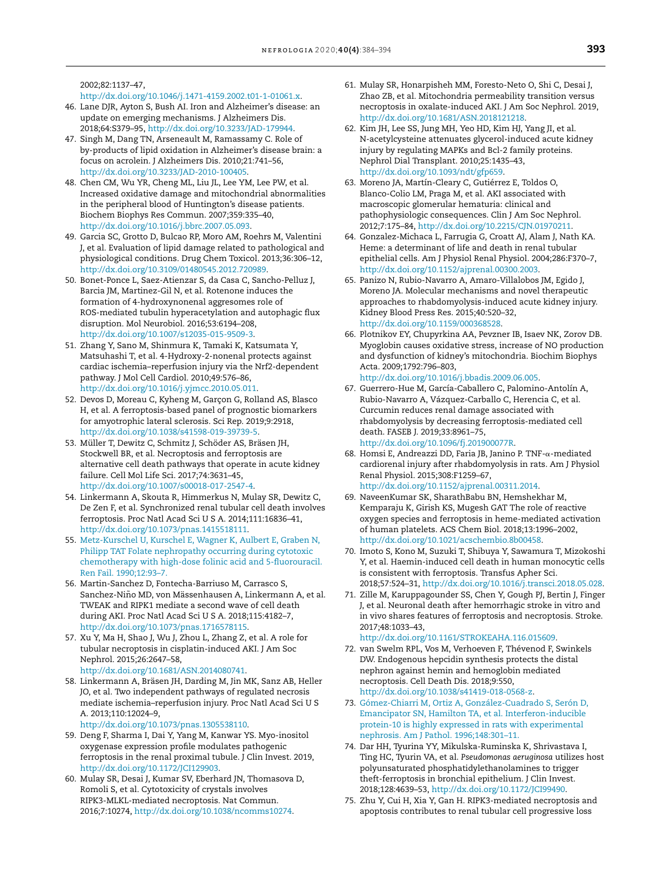2002;82:1137–47, http://dx.doi.org/10.1046/j.1471-4159.2002.t01-1-01061.x.

46. Lane DJR, Ayton S, Bush AI. Iron and Alzheimer's disease: an update on emerging mechanisms. J Alzheimers Dis. 2018;64:S379–95, http://dx.doi.org/10.3233/JAD-179944.
47. Singh M, Dang TN, Arseneault M, Ramassamy C. Role of by-products of lipid oxidation in Alzheimer's disease brain: a focus on acrolein. J Alzheimers Dis. 2010;21:741–56, http://dx.doi.org/10.3233/JAD-2010-100405.
48. Chen CM, Wu YR, Cheng ML, Liu JL, Lee YM, Lee PW, et al. Increased oxidative damage and mitochondrial abnormalities in the peripheral blood of Huntington's disease patients. Biochem Biophys Res Commun. 2007;359:335–40, http://dx.doi.org/10.1016/j.bbrc.2007.05.093.
49. Garcia SC, Grotto D, Bulcao RP, Moro AM, Roehrs M, Valentini J, et al. Evaluation of lipid damage related to pathological and physiological conditions. Drug Chem Toxicol. 2013;36:306–12, http://dx.doi.org/10.3109/01480545.2012.720989.
50. Bonet-Ponce L, Saez-Atienzar S, da Casa C, Sancho-Pelluz J, Barcia JM, Martinez-Gil N, et al. Rotenone induces the formation of 4-hydroxynonenal aggresomes role of ROS-mediated tubulin hyperacetylation and autophagic flux disruption. Mol Neurobiol. 2016;53:6194–208, http://dx.doi.org/10.1007/s12035-015-9509-3.
51. Zhang Y, Sano M, Shinmura K, Tamaki K, Katsumata Y, Matsuhashi T, et al. 4-Hydroxy-2-nonenal protects against cardiac ischemia–reperfusion injury via the Nrf2-dependent pathway. J Mol Cell Cardiol. 2010;49:576–86, http://dx.doi.org/10.1016/j.yjmcc.2010.05.011.
52. Devos D, Moreau C, Kyheng M, Garçon G, Rolland AS, Blasco H, et al. A ferroptosis-based panel of prognostic biomarkers for amyotrophic lateral sclerosis. Sci Rep. 2019;9:2918, http://dx.doi.org/10.1038/s41598-019-39739-5.
53. Müller T, Dewitz C, Schmitz J, Schröder AS, Bräsen JH, Stockwell BR, et al. Necroptosis and ferroptosis are alternative cell death pathways that operate in acute kidney failure. Cell Mol Life Sci. 2017;74:3631–45, http://dx.doi.org/10.1007/s00018-017-2547-4.
54. Linkermann A, Skouta R, Himmerkus N, Mulay SR, Dewitz C, De Zen F, et al. Synchronized renal tubular cell death involves ferroptosis. Proc Natl Acad Sci U S A. 2014;111:16836–41, http://dx.doi.org/10.1073/pnas.1415518111.
55. Metz-Kurschel U, Kurschel E, Wagner K, Aulbert E, Graben N, Philipp TAT Folate nephropathy occurring during cytotoxic chemotherapy with high-dose folinic acid and 5-fluorouracil. Ren Fail. 1990;12:93–7.
56. Martin-Sanchez D, Fontecha-Barriuso M, Carrasco S, Sanchez-Niño MD, von Mässenhausen A, Linkermann A, et al. TWEAK and RIPK1 mediate a second wave of cell death during AKI. Proc Natl Acad Sci U S A. 2018;115:4182–7, http://dx.doi.org/10.1073/pnas.1716578115.
57. Xu Y, Ma H, Shao J, Wu J, Zhou L, Zhang Z, et al. A role for tubular necroptosis in cisplatin-induced AKI. J Am Soc Nephrol. 2015;26:2647–58, http://dx.doi.org/10.1681/ASN.2014080741.
58. Linkermann A, Bräsen JH, Darding M, Jin MK, Sanz AB, Heller JO, et al. Two independent pathways of regulated necrosis mediate ischemia–reperfusion injury. Proc Natl Acad Sci U S A. 2013;110:12024–9, http://dx.doi.org/10.1073/pnas.1305538110.
59. Deng F, Sharma I, Dai Y, Yang M, Kanwar YS. Myo-inositol oxygenase expression profile modulates pathogenic ferroptosis in the renal proximal tubule. J Clin Invest. 2019, http://dx.doi.org/10.1172/JCI129903.
60. Mulay SR, Desai J, Kumar SV, Eberhard JN, Thomasova D, Romoli S, et al. Cytotoxicity of crystals involves RIPK3-MLKL-mediated necroptosis. Nat Commun. 2016;7:10274, http://dx.doi.org/10.1038/ncomms10274.
61. Mulay SR, Honarpisheh MM, Foresto-Neto O, Shi C, Desai J, Zhao ZB, et al. Mitochondria permeability transition versus necroptosis in oxalate-induced AKI. J Am Soc Nephrol. 2019, http://dx.doi.org/10.1681/ASN.2018121218.
62. Kim JH, Lee SS, Jung MH, Yeo HD, Kim HJ, Yang JI, et al. N-acetylcysteine attenuates glycerol-induced acute kidney injury by regulating MAPKs and Bcl-2 family proteins. Nephrol Dial Transplant. 2010;25:1435–43, http://dx.doi.org/10.1093/ndt/gfp659.
63. Moreno JA, Martín-Cleary C, Gutiérrez E, Toldos O, Blanco-Colio LM, Praga M, et al. AKI associated with macroscopic glomerular hematuria: clinical and pathophysiologic consequences. Clin J Am Soc Nephrol. 2012;7:175–84, http://dx.doi.org/10.2215/CJN.01970211.
64. Gonzalez-Michaca L, Farrugia G, Croatt AJ, Alam J, Nath KA. Heme: a determinant of life and death in renal tubular epithelial cells. Am J Physiol Renal Physiol. 2004;286:F370–7, http://dx.doi.org/10.1152/ajprenal.00300.2003.
65. Panizo N, Rubio-Navarro A, Amaro-Villalobos JM, Egido J, Moreno JA. Molecular mechanisms and novel therapeutic approaches to rhabdomyolysis-induced acute kidney injury. Kidney Blood Press Res. 2015;40:520–32, http://dx.doi.org/10.1159/000368528.
66. Plotnikov EY, Chupyrkina AA, Pevzner IB, Isaev NK, Zorov DB. Myoglobin causes oxidative stress, increase of NO production and dysfunction of kidney's mitochondria. Biochim Biophys Acta. 2009;1792:796–803, http://dx.doi.org/10.1016/j.bbadis.2009.06.005.
67. Guerrero-Hue M, García-Caballero C, Palomino-Antolín A, Rubio-Navarro A, Vázquez-Carballo C, Herencia C, et al. Curcumin reduces renal damage associated with rhabdomyolysis by decreasing ferroptosis-mediated cell death. FASEB J. 2019;33:8961–75, http://dx.doi.org/10.1096/fj.201900077R.
68. Homsi E, Andreazzi DD, Faria JB, Janino P. TNF-α-mediated cardiorenal injury after rhabdomyolysis in rats. Am J Physiol Renal Physiol. 2015;308:F1259–67, http://dx.doi.org/10.1152/ajprenal.00311.2014.
69. NaveenKumar SK, SharathBabu BN, Hemshekhar M, Kemparaju K, Girish KS, Mugesh GAT The role of reactive oxygen species and ferroptosis in heme-mediated activation of human platelets. ACS Chem Biol. 2018;13:1996–2002, http://dx.doi.org/10.1021/acschembio.8b00458.
70. Imoto S, Kono M, Suzuki T, Shibuya Y, Sawamura T, Mizokoshi Y, et al. Haemin-induced cell death in human monocytic cells is consistent with ferroptosis. Transfus Apher Sci. 2018;57:524–31, http://dx.doi.org/10.1016/j.transci.2018.05.028.
71. Zille M, Karuppagounder SS, Chen Y, Gough PJ, Bertin J, Finger J, et al. Neuronal death after hemorrhagic stroke in vitro and in vivo shares features of ferroptosis and necroptosis. Stroke. 2017;48:1033–43, http://dx.doi.org/10.1161/STROKEAHA.116.015609.
72. van Swelm RPL, Vos M, Verhoeven F, Thévenod F, Swinkels DW. Endogenous hepcidin synthesis protects the distal nephron against hemin and hemoglobin mediated necroptosis. Cell Death Dis. 2018;9:550, http://dx.doi.org/10.1038/s41419-018-0568-z.
73. Gómez-Chiarri M, Ortiz A, González-Cuadrado S, Serón D, Emancipator SN, Hamilton TA, et al. Interferon-inducible protein-10 is highly expressed in rats with experimental nephrosis. Am J Pathol. 1996;148:301–11.
74. Dar HH, Tyurina YY, Mikulska-Ruminska K, Shrivastava I, Ting HC, Tyurin VA, et al. *Pseudomonas aeruginosa* utilizes host polyunsaturated phosphatidylethanolamines to trigger theft-ferroptosis in bronchial epithelium. J Clin Invest. 2018;128:4639–53, http://dx.doi.org/10.1172/JCI99490.
75. Zhu Y, Cui H, Xia Y, Gan H. RIPK3-mediated necroptosis and apoptosis contributes to renal tubular cell progressive loss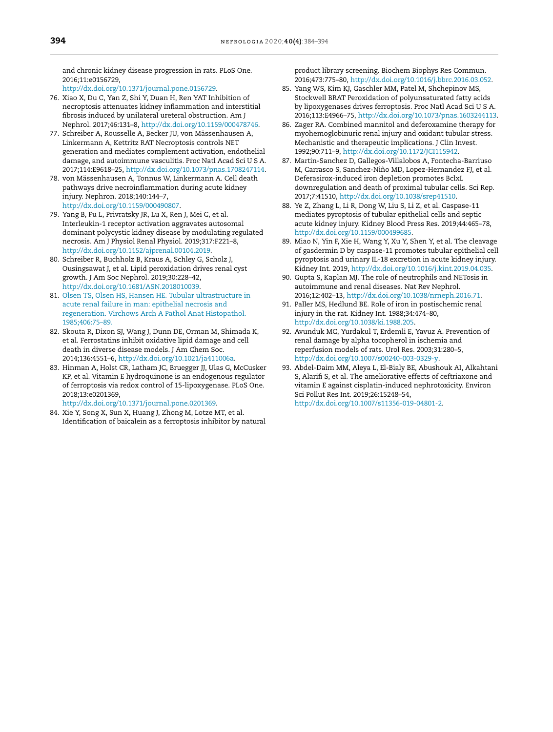and chronic kidney disease progression in rats. PLoS One. 2016;11:e0156729, http://dx.doi.org/10.1371/journal.pone.0156729.

76. Xiao X, Du C, Yan Z, Shi Y, Duan H, Ren YAT Inhibition of necroptosis attenuates kidney inflammation and interstitial fibrosis induced by unilateral ureteral obstruction. Am J Nephrol. 2017;46:131–8, http://dx.doi.org/10.1159/000478746.
77. Schreiber A, Rousselle A, Becker JU, von Mässenhausen A, Linkermann A, Kettritz RAT Necroptosis controls NET generation and mediates complement activation, endothelial damage, and autoimmune vasculitis. Proc Natl Acad Sci U S A. 2017;114:E9618–25, http://dx.doi.org/10.1073/pnas.1708247114.
78. von Mässenhausen A, Tonnus W, Linkermann A. Cell death pathways drive necroinflammation during acute kidney injury. Nephron. 2018;140:144–7, http://dx.doi.org/10.1159/000490807.
79. Yang B, Fu L, Privratsky JR, Lu X, Ren J, Mei C, et al. Interleukin-1 receptor activation aggravates autosomal dominant polycystic kidney disease by modulating regulated necrosis. Am J Physiol Renal Physiol. 2019;317:F221–8, http://dx.doi.org/10.1152/ajprenal.00104.2019.
80. Schreiber R, Buchholz B, Kraus A, Schley G, Scholz J, Ousingsawat J, et al. Lipid peroxidation drives renal cyst growth. J Am Soc Nephrol. 2019;30:228–42, http://dx.doi.org/10.1681/ASN.2018010039.
81. Olsen TS, Olsen HS, Hansen HE. Tubular ultrastructure in acute renal failure in man: epithelial necrosis and regeneration. Virchows Arch A Pathol Anat Histopathol. 1985;406:75–89.
82. Skouta R, Dixon SJ, Wang J, Dunn DE, Orman M, Shimada K, et al. Ferrostatins inhibit oxidative lipid damage and cell death in diverse disease models. J Am Chem Soc. 2014;136:4551–6, http://dx.doi.org/10.1021/ja411006a.
83. Hinman A, Holst CR, Latham JC, Bruegger JJ, Ulas G, McCusker KP, et al. Vitamin E hydroquinone is an endogenous regulator of ferroptosis via redox control of 15-lipoxygenase. PLoS One. 2018;13:e0201369, http://dx.doi.org/10.1371/journal.pone.0201369.
84. Xie Y, Song X, Sun X, Huang J, Zhong M, Lotze MT, et al. Identification of baicalein as a ferroptosis inhibitor by natural product library screening. Biochem Biophys Res Commun. 2016;473:775–80, http://dx.doi.org/10.1016/j.bbrc.2016.03.052.
85. Yang WS, Kim KJ, Gaschler MM, Patel M, Shchepinov MS, Stockwell BRAT Peroxidation of polyunsaturated fatty acids by lipoxygenases drives ferroptosis. Proc Natl Acad Sci U S A. 2016;113:E4966–75, http://dx.doi.org/10.1073/pnas.1603244113.
86. Zager RA. Combined mannitol and deferoxamine therapy for myohemoglobinuric renal injury and oxidant tubular stress. Mechanistic and therapeutic implications. J Clin Invest. 1992;90:711–9, http://dx.doi.org/10.1172/JCI115942.
87. Martin-Sanchez D, Gallegos-Villalobos A, Fontecha-Barriuso M, Carrasco S, Sanchez-Niño MD, Lopez-Hernandez FJ, et al. Deferasirox-induced iron depletion promotes BclxL downregulation and death of proximal tubular cells. Sci Rep. 2017;7:41510, http://dx.doi.org/10.1038/srep41510.
88. Ye Z, Zhang L, Li R, Dong W, Liu S, Li Z, et al. Caspase-11 mediates pyroptosis of tubular epithelial cells and septic acute kidney injury. Kidney Blood Press Res. 2019;44:465–78, http://dx.doi.org/10.1159/000499685.
89. Miao N, Yin F, Xie H, Wang Y, Xu Y, Shen Y, et al. The cleavage of gasdermin D by caspase-11 promotes tubular epithelial cell pyroptosis and urinary IL-18 excretion in acute kidney injury. Kidney Int. 2019, http://dx.doi.org/10.1016/j.kint.2019.04.035.
90. Gupta S, Kaplan MJ. The role of neutrophils and NETosis in autoimmune and renal diseases. Nat Rev Nephrol. 2016;12:402–13, http://dx.doi.org/10.1038/nrneph.2016.71.
91. Paller MS, Hedlund BE. Role of iron in postischemic renal injury in the rat. Kidney Int. 1988;34:474–80, http://dx.doi.org/10.1038/ki.1988.205.
92. Avunduk MC, Yurdakul T, Erdemli E, Yavuz A. Prevention of renal damage by alpha tocopherol in ischemia and reperfusion models of rats. Urol Res. 2003;31:280–5, http://dx.doi.org/10.1007/s00240-003-0329-y.
93. Abdel-Daim MM, Aleya L, El-Bialy BE, Abushouk AI, Alkahtani S, Alarifi S, et al. The ameliorative effects of ceftriaxone and vitamin E against cisplatin-induced nephrotoxicity. Environ Sci Pollut Res Int. 2019;26:15248–54, http://dx.doi.org/10.1007/s11356-019-04801-2.